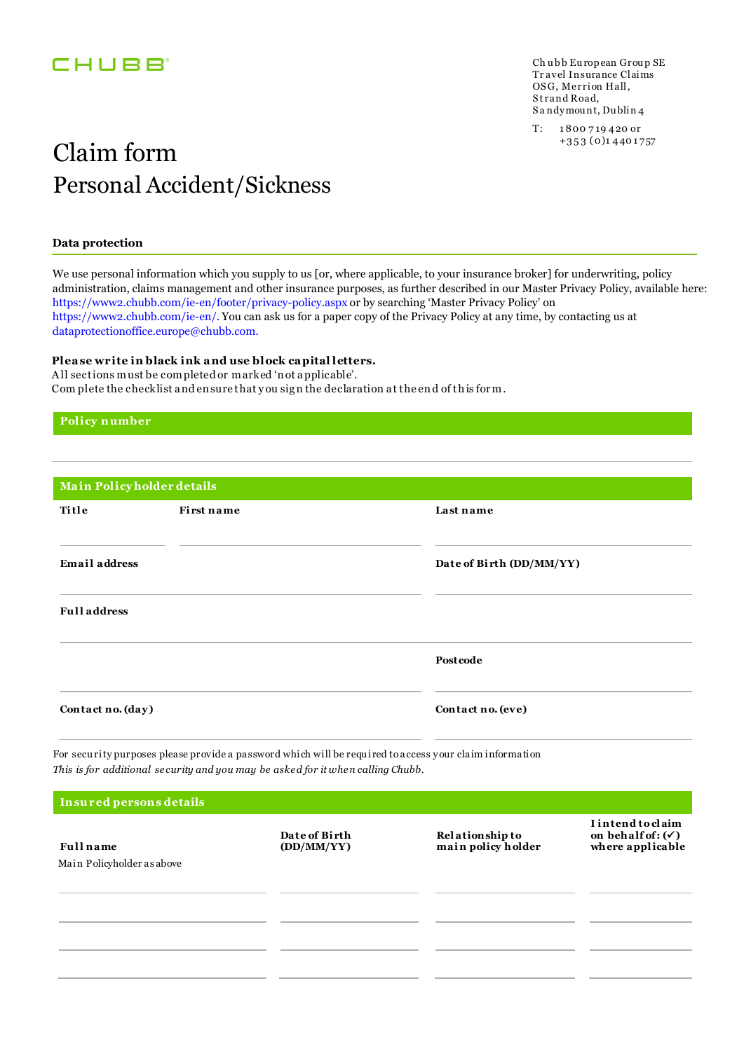CHUBB

Chubb European Group SE
Travel Insurance Claims
OSG, Merrion Hall,
Strand Road,
Sandymount, Dublin 4

T: 1800 719 420 or
+353 (0)1 4401757

# Claim form
## Personal Accident/Sickness

### Data protection

We use personal information which you supply to us [or, where applicable, to your insurance broker] for underwriting, policy administration, claims management and other insurance purposes, as further described in our Master Privacy Policy, available here: https://www2.chubb.com/ie-en/footer/privacy-policy.aspx or by searching 'Master Privacy Policy' on https://www2.chubb.com/ie-en/. You can ask us for a paper copy of the Privacy Policy at any time, by contacting us at dataprotectionoffice.europe@chubb.com.

**Please write in black ink and use block capital letters.**
All sections must be completed or marked 'not applicable'.
Complete the checklist and ensure that you sign the declaration at the end of this form.

### Policy number

### Main Policyholder details

| Title | First name | Last name |
|---|---|---|
| | | |

| Email address | Date of Birth (DD/MM/YY) |
|---|---|
| | |

**Full address**

| | Postcode |
|---|---|
| | |

| Contact no. (day) | Contact no. (eve) |
|---|---|
| | |

For security purposes please provide a password which will be required to access your claim information
*This is for additional security and you may be asked for it when calling Chubb.*

### Insured persons details

| Full name | Date of Birth (DD/MM/YY) | Relationship to main policy holder | I intend to claim on behalf of: (✓) where applicable |
|---|---|---|---|
| Main Policyholder as above | | | |
| | | | |
| | | | |
| | | | |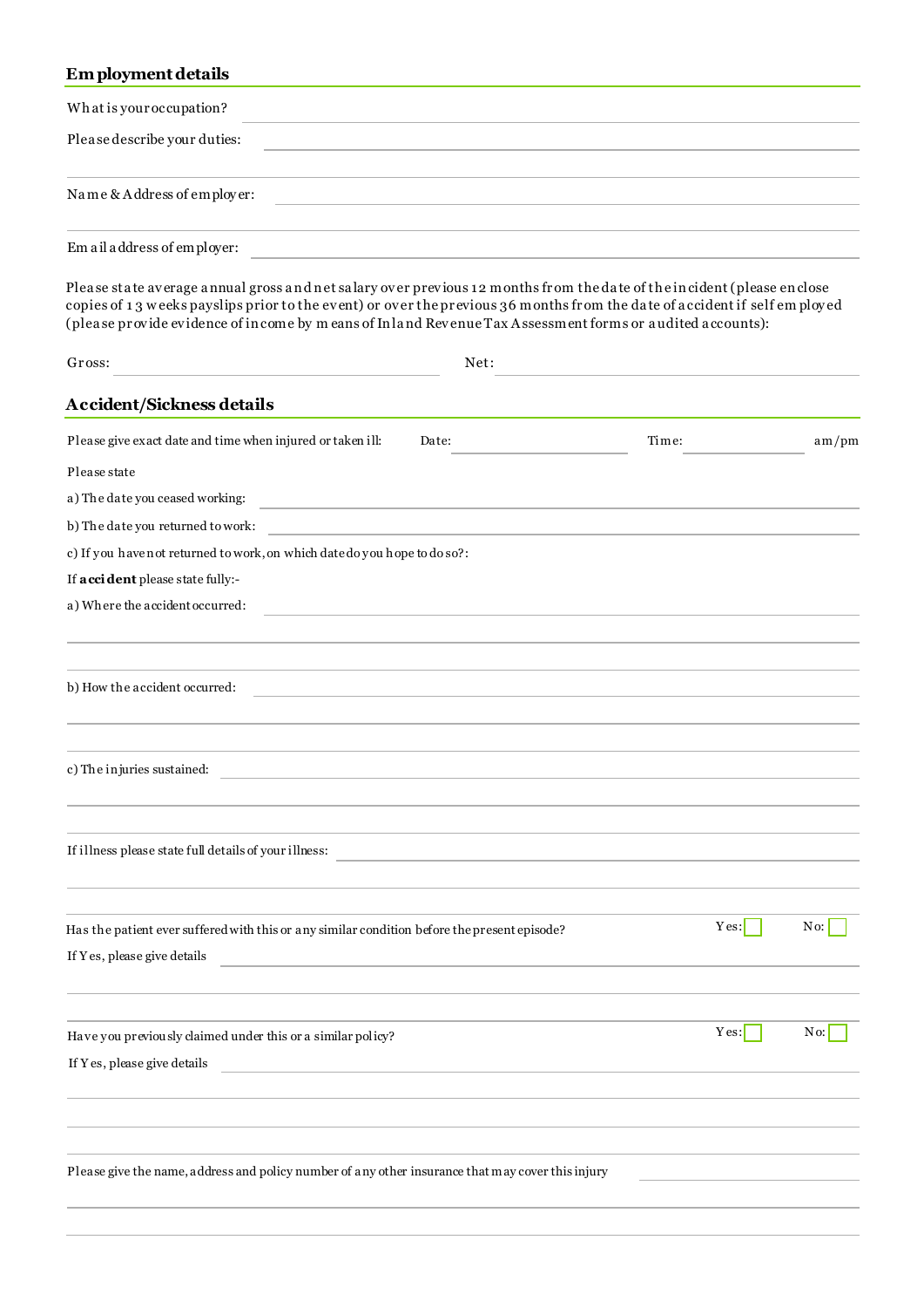## Employment details

What is your occupation?

Please describe your duties:

Name & Address of employer:

Email address of employer:

Please state average annual gross and net salary over previous 12 months from the date of the incident (please enclose copies of 13 weeks payslips prior to the event) or over the previous 36 months from the date of accident if self employed (please provide evidence of income by means of Inland Revenue Tax Assessment forms or audited accounts):

Gross: Net:

## Accident/Sickness details

Please give exact date and time when injured or taken ill: Date: Time: am/pm

Please state

a) The date you ceased working:

b) The date you returned to work:

c) If you have not returned to work, on which date do you hope to do so?:

If **accident** please state fully:-

a) Where the accident occurred:

b) How the accident occurred:

c) The injuries sustained:

If illness please state full details of your illness:

Has the patient ever suffered with this or any similar condition before the present episode? Yes: ☐ No: ☐

If Yes, please give details

Have you previously claimed under this or a similar policy? Yes: ☐ No: ☐

If Yes, please give details

Please give the name, address and policy number of any other insurance that may cover this injury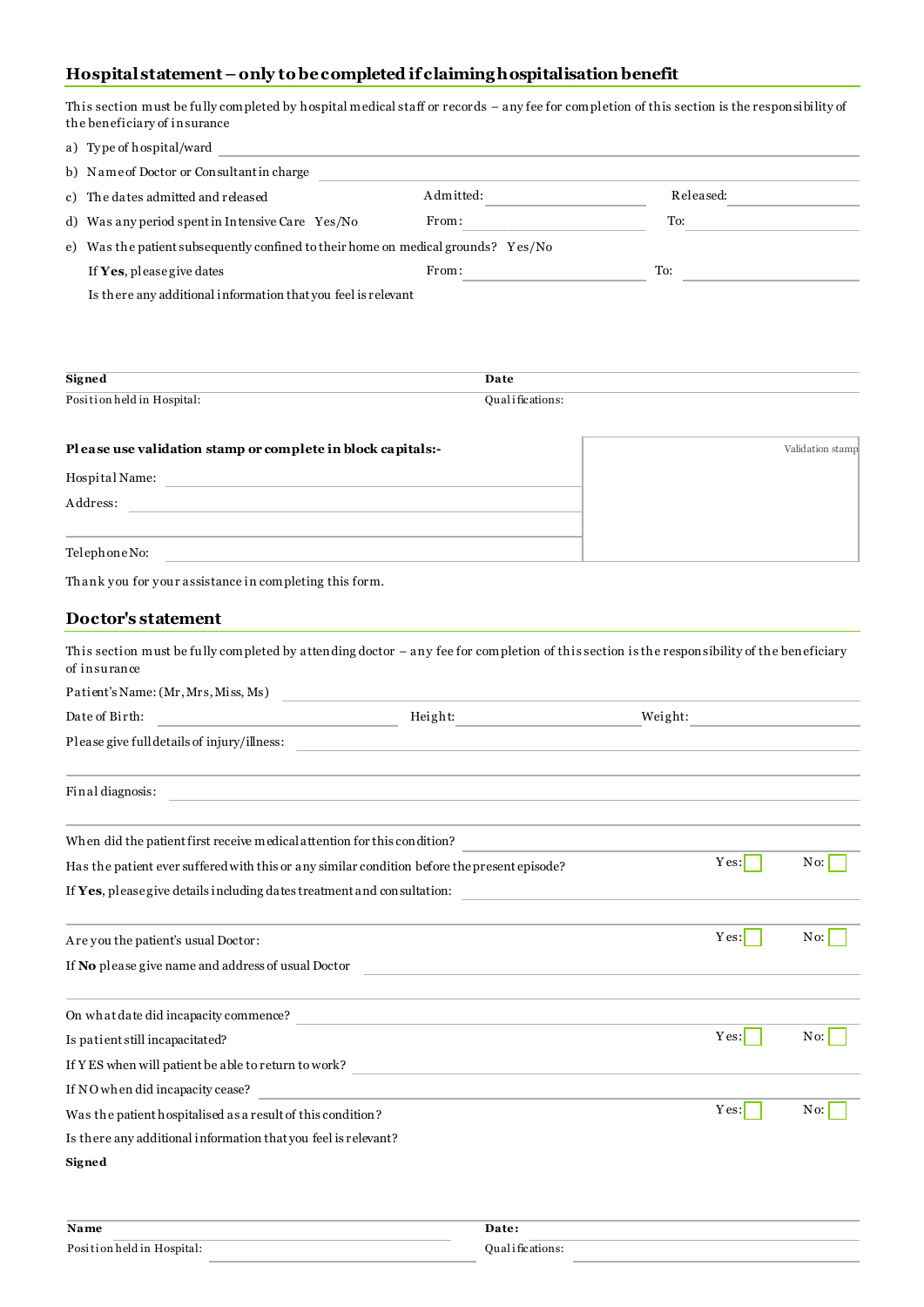## Hospital statement – only to be completed if claiming hospitalisation benefit

This section must be fully completed by hospital medical staff or records – any fee for completion of this section is the responsibility of the beneficiary of insurance

a) Type of hospital/ward

b) Name of Doctor or Consultant in charge

c) The dates admitted and released  Admitted:  Released:

d) Was any period spent in Intensive Care  Yes/No  From:  To:

e) Was the patient subsequently confined to their home on medical grounds?  Yes/No

If **Yes**, please give dates  From:  To:

Is there any additional information that you feel is relevant

**Signed**  **Date**

Position held in Hospital:  Qualifications:

**Please use validation stamp or complete in block capitals:-**

Validation stamp

Hospital Name:

Address:

Telephone No:

Thank you for your assistance in completing this form.

## Doctor's statement

This section must be fully completed by attending doctor – any fee for completion of this section is the responsibility of the beneficiary of insurance

Patient's Name: (Mr, Mrs, Miss, Ms)

Date of Birth:  Height:  Weight:

Please give full details of injury/illness:

Final diagnosis:

When did the patient first receive medical attention for this condition?

Has the patient ever suffered with this or any similar condition before the present episode?  Yes: ☐  No: ☐

If **Yes**, please give details including dates treatment and consultation:

Are you the patient's usual Doctor:  Yes: ☐  No: ☐

If **No** please give name and address of usual Doctor

On what date did incapacity commence?

Is patient still incapacitated?  Yes: ☐  No: ☐

If YES when will patient be able to return to work?

If NO when did incapacity cease?

Was the patient hospitalised as a result of this condition?  Yes: ☐  No: ☐

Is there any additional information that you feel is relevant?

**Signed**

**Name**  **Date:**

Position held in Hospital:  Qualifications: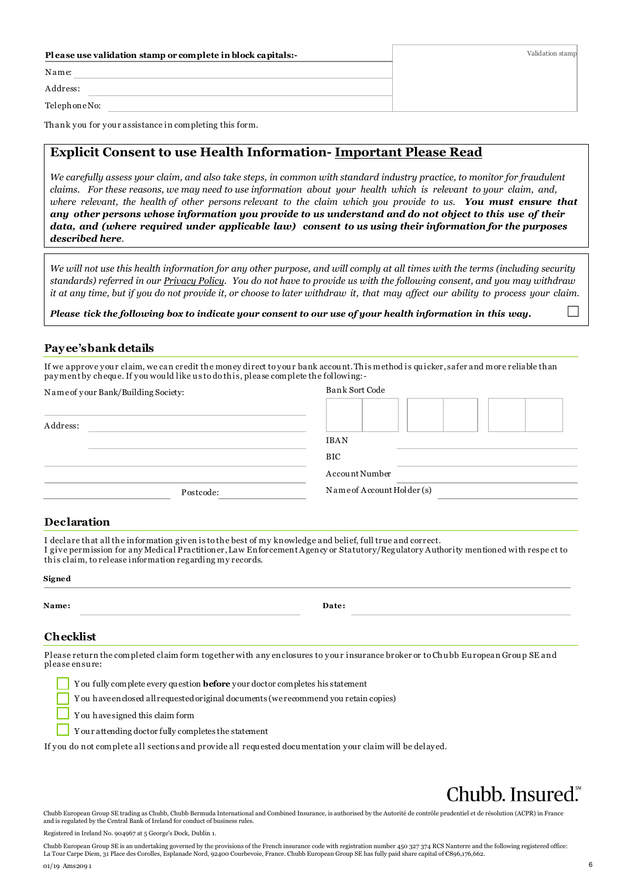**Please use validation stamp or complete in block capitals:-**

Name:

Address:

Telephone No:

Validation stamp

Thank you for your assistance in completing this form.

## Explicit Consent to use Health Information- Important Please Read

*We carefully assess your claim, and also take steps, in common with standard industry practice, to monitor for fraudulent claims. For these reasons, we may need to use information about your health which is relevant to your claim, and, where relevant, the health of other persons relevant to the claim which you provide to us.* ***You must ensure that any other persons whose information you provide to us understand and do not object to this use of their data, and (where required under applicable law) consent to us using their information for the purposes described here****.*

*We will not use this health information for any other purpose, and will comply at all times with the terms (including security standards) referred in our Privacy Policy. You do not have to provide us with the following consent, and you may withdraw it at any time, but if you do not provide it, or choose to later withdraw it, that may affect our ability to process your claim.*

***Please tick the following box to indicate your consent to our use of your health information in this way.*** ☐

## Payee's bank details

If we approve your claim, we can credit the money direct to your bank account. This method is quicker, safer and more reliable than payment by cheque. If you would like us to do this, please complete the following:-

Name of your Bank/Building Society:

Address:

Postcode:

Bank Sort Code

IBAN

BIC

Account Number

Name of Account Holder(s)

## Declaration

I declare that all the information given is to the best of my knowledge and belief, full true and correct.
I give permission for any Medical Practitioner, Law Enforcement Agency or Statutory/Regulatory Authority mentioned with respect to this claim, to release information regarding my records.

**Signed**

**Name:** **Date:**

## Checklist

Please return the completed claim form together with any enclosures to your insurance broker or to Chubb European Group SE and please ensure:

- ☐ You fully complete every question **before** your doctor completes his statement
- ☐ You have enclosed all requested original documents (we recommend you retain copies)
- ☐ You have signed this claim form
- ☐ Your attending doctor fully completes the statement

If you do not complete all sections and provide all requested documentation your claim will be delayed.

Chubb. Insured.℠

Chubb European Group SE trading as Chubb, Chubb Bermuda International and Combined Insurance, is authorised by the Autorité de contrôle prudentiel et de résolution (ACPR) in France and is regulated by the Central Bank of Ireland for conduct of business rules.

Registered in Ireland No. 904967 at 5 George's Dock, Dublin 1.

Chubb European Group SE is an undertaking governed by the provisions of the French insurance code with registration number 450 327 374 RCS Nanterre and the following registered office: La Tour Carpe Diem, 31 Place des Corolles, Esplanade Nord, 92400 Courbevoie, France. Chubb European Group SE has fully paid share capital of €896,176,662.

01/19 Ams2091